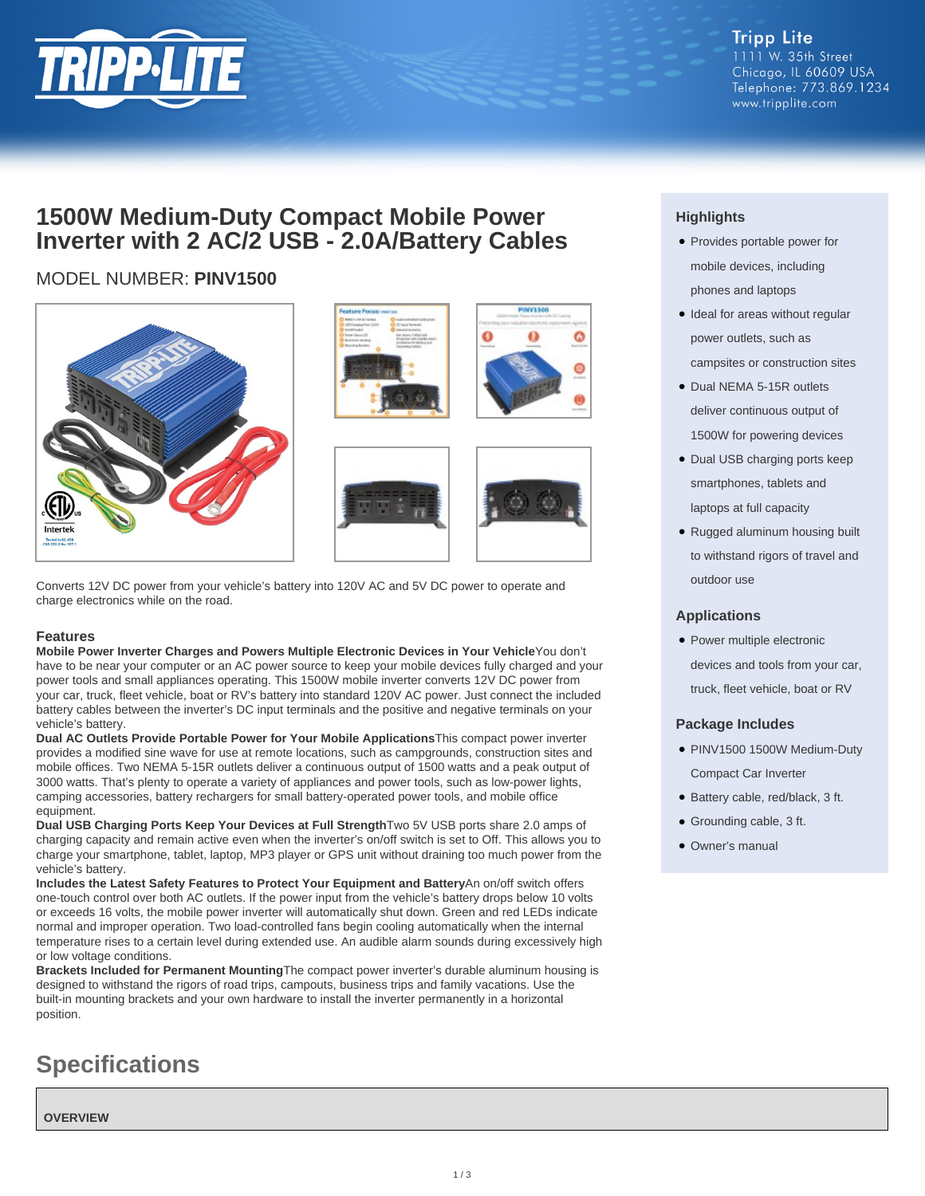Tripp Lite
1111 W. 35th Street
Chicago, IL 60609 USA
Telephone: 773.869.1234
www.tripplite.com

# 1500W Medium-Duty Compact Mobile Power Inverter with 2 AC/2 USB - 2.0A/Battery Cables

MODEL NUMBER: **PINV1500**

Converts 12V DC power from your vehicle's battery into 120V AC and 5V DC power to operate and charge electronics while on the road.

## Highlights

- Provides portable power for mobile devices, including phones and laptops
- Ideal for areas without regular power outlets, such as campsites or construction sites
- Dual NEMA 5-15R outlets deliver continuous output of 1500W for powering devices
- Dual USB charging ports keep smartphones, tablets and laptops at full capacity
- Rugged aluminum housing built to withstand rigors of travel and outdoor use

## Applications

- Power multiple electronic devices and tools from your car, truck, fleet vehicle, boat or RV

## Package Includes

- PINV1500 1500W Medium-Duty Compact Car Inverter
- Battery cable, red/black, 3 ft.
- Grounding cable, 3 ft.
- Owner's manual

## Features

**Mobile Power Inverter Charges and Powers Multiple Electronic Devices in Your Vehicle**You don't have to be near your computer or an AC power source to keep your mobile devices fully charged and your power tools and small appliances operating. This 1500W mobile inverter converts 12V DC power from your car, truck, fleet vehicle, boat or RV's battery into standard 120V AC power. Just connect the included battery cables between the inverter's DC input terminals and the positive and negative terminals on your vehicle's battery.

**Dual AC Outlets Provide Portable Power for Your Mobile Applications**This compact power inverter provides a modified sine wave for use at remote locations, such as campgrounds, construction sites and mobile offices. Two NEMA 5-15R outlets deliver a continuous output of 1500 watts and a peak output of 3000 watts. That's plenty to operate a variety of appliances and power tools, such as low-power lights, camping accessories, battery rechargers for small battery-operated power tools, and mobile office equipment.

**Dual USB Charging Ports Keep Your Devices at Full Strength**Two 5V USB ports share 2.0 amps of charging capacity and remain active even when the inverter's on/off switch is set to Off. This allows you to charge your smartphone, tablet, laptop, MP3 player or GPS unit without draining too much power from the vehicle's battery.

**Includes the Latest Safety Features to Protect Your Equipment and Battery**An on/off switch offers one-touch control over both AC outlets. If the power input from the vehicle's battery drops below 10 volts or exceeds 16 volts, the mobile power inverter will automatically shut down. Green and red LEDs indicate normal and improper operation. Two load-controlled fans begin cooling automatically when the internal temperature rises to a certain level during extended use. An audible alarm sounds during excessively high or low voltage conditions.

**Brackets Included for Permanent Mounting**The compact power inverter's durable aluminum housing is designed to withstand the rigors of road trips, campouts, business trips and family vacations. Use the built-in mounting brackets and your own hardware to install the inverter permanently in a horizontal position.

# Specifications

| OVERVIEW |
|---|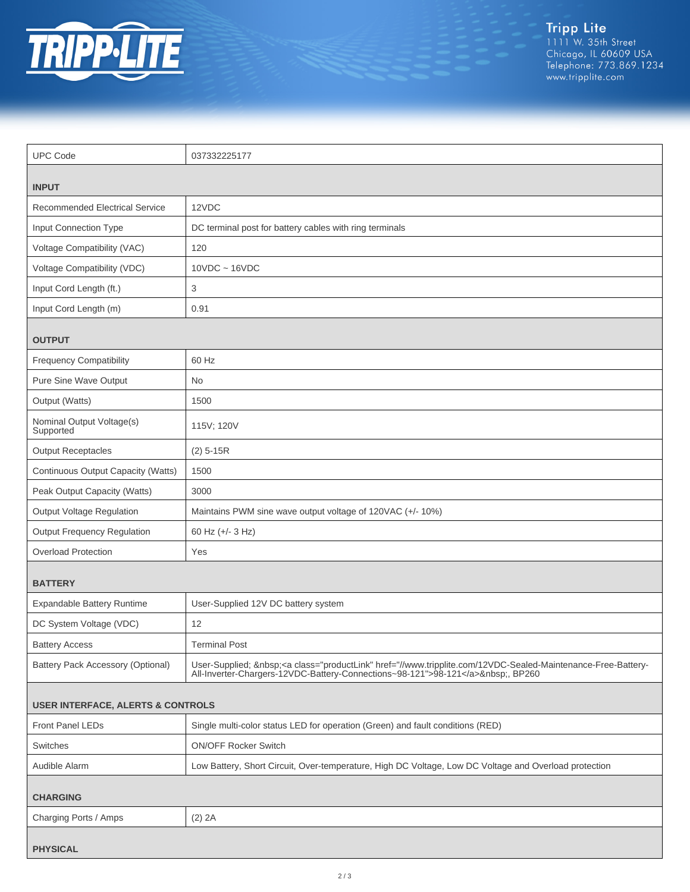| | |
|---|---|
| UPC Code | 037332225177 |
| **INPUT** | |
| Recommended Electrical Service | 12VDC |
| Input Connection Type | DC terminal post for battery cables with ring terminals |
| Voltage Compatibility (VAC) | 120 |
| Voltage Compatibility (VDC) | 10VDC ~ 16VDC |
| Input Cord Length (ft.) | 3 |
| Input Cord Length (m) | 0.91 |
| **OUTPUT** | |
| Frequency Compatibility | 60 Hz |
| Pure Sine Wave Output | No |
| Output (Watts) | 1500 |
| Nominal Output Voltage(s) Supported | 115V; 120V |
| Output Receptacles | (2) 5-15R |
| Continuous Output Capacity (Watts) | 1500 |
| Peak Output Capacity (Watts) | 3000 |
| Output Voltage Regulation | Maintains PWM sine wave output voltage of 120VAC (+/- 10%) |
| Output Frequency Regulation | 60 Hz (+/- 3 Hz) |
| Overload Protection | Yes |
| **BATTERY** | |
| Expandable Battery Runtime | User-Supplied 12V DC battery system |
| DC System Voltage (VDC) | 12 |
| Battery Access | Terminal Post |
| Battery Pack Accessory (Optional) | User-Supplied; &nbsp;<a class="productLink" href="//www.tripplite.com/12VDC-Sealed-Maintenance-Free-Battery-All-Inverter-Chargers-12VDC-Battery-Connections~98-121">98-121</a>&nbsp;, BP260 |
| **USER INTERFACE, ALERTS & CONTROLS** | |
| Front Panel LEDs | Single multi-color status LED for operation (Green) and fault conditions (RED) |
| Switches | ON/OFF Rocker Switch |
| Audible Alarm | Low Battery, Short Circuit, Over-temperature, High DC Voltage, Low DC Voltage and Overload protection |
| **CHARGING** | |
| Charging Ports / Amps | (2) 2A |
| **PHYSICAL** | |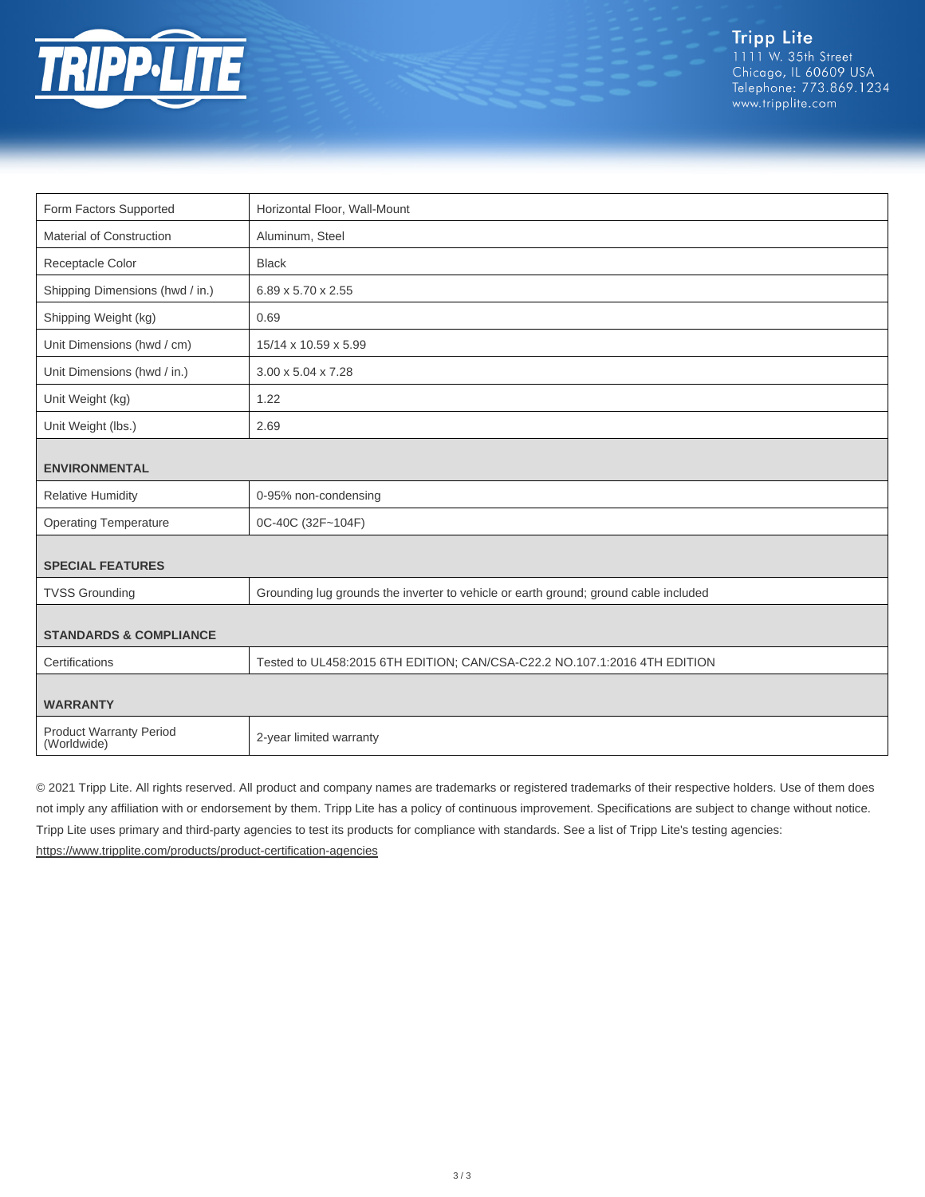| Form Factors Supported | Horizontal Floor, Wall-Mount |
|---|---|
| Material of Construction | Aluminum, Steel |
| Receptacle Color | Black |
| Shipping Dimensions (hwd / in.) | 6.89 x 5.70 x 2.55 |
| Shipping Weight (kg) | 0.69 |
| Unit Dimensions (hwd / cm) | 15/14 x 10.59 x 5.99 |
| Unit Dimensions (hwd / in.) | 3.00 x 5.04 x 7.28 |
| Unit Weight (kg) | 1.22 |
| Unit Weight (lbs.) | 2.69 |
| **ENVIRONMENTAL** | |
| Relative Humidity | 0-95% non-condensing |
| Operating Temperature | 0C-40C (32F~104F) |
| **SPECIAL FEATURES** | |
| TVSS Grounding | Grounding lug grounds the inverter to vehicle or earth ground; ground cable included |
| **STANDARDS & COMPLIANCE** | |
| Certifications | Tested to UL458:2015 6TH EDITION; CAN/CSA-C22.2 NO.107.1:2016 4TH EDITION |
| **WARRANTY** | |
| Product Warranty Period (Worldwide) | 2-year limited warranty |

© 2021 Tripp Lite. All rights reserved. All product and company names are trademarks or registered trademarks of their respective holders. Use of them does not imply any affiliation with or endorsement by them. Tripp Lite has a policy of continuous improvement. Specifications are subject to change without notice. Tripp Lite uses primary and third-party agencies to test its products for compliance with standards. See a list of Tripp Lite's testing agencies: https://www.tripplite.com/products/product-certification-agencies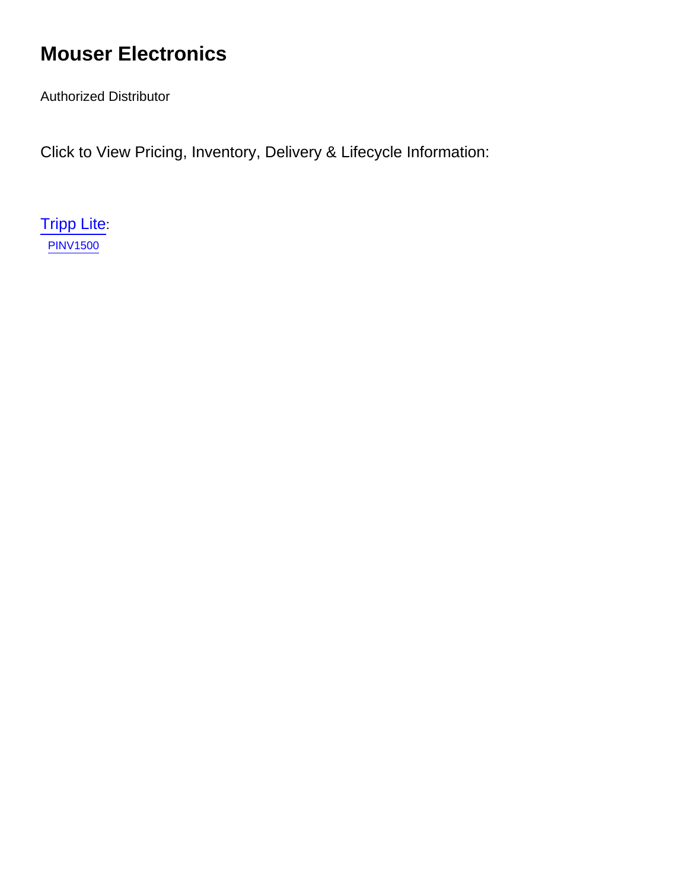# Mouser Electronics

Authorized Distributor

Click to View Pricing, Inventory, Delivery & Lifecycle Information:

Tripp Lite:

PINV1500